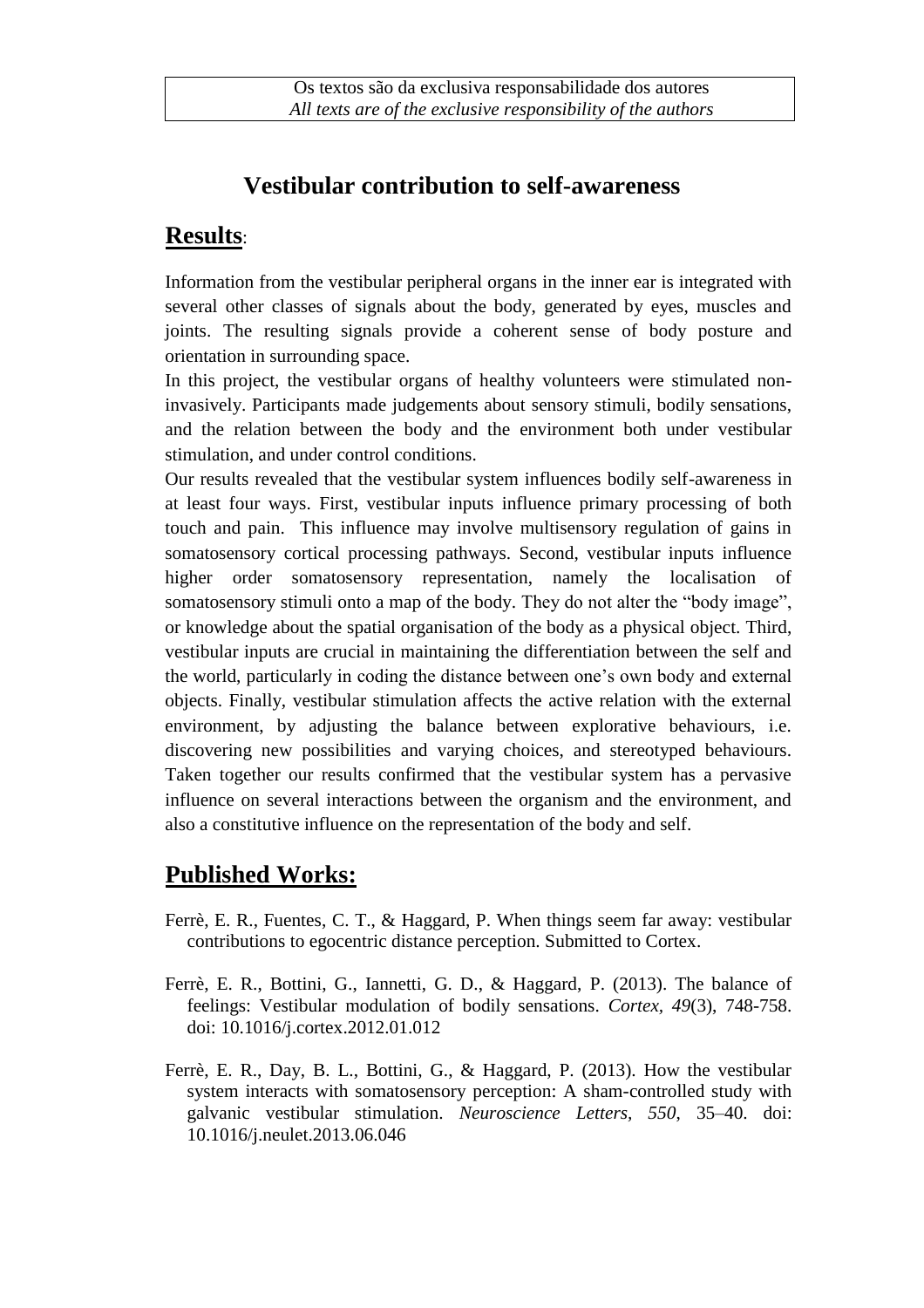Os textos são da exclusiva responsabilidade dos autores
*All texts are of the exclusive responsibility of the authors*

# Vestibular contribution to self-awareness

## Results:

Information from the vestibular peripheral organs in the inner ear is integrated with several other classes of signals about the body, generated by eyes, muscles and joints. The resulting signals provide a coherent sense of body posture and orientation in surrounding space.

In this project, the vestibular organs of healthy volunteers were stimulated non-invasively. Participants made judgements about sensory stimuli, bodily sensations, and the relation between the body and the environment both under vestibular stimulation, and under control conditions.

Our results revealed that the vestibular system influences bodily self-awareness in at least four ways. First, vestibular inputs influence primary processing of both touch and pain. This influence may involve multisensory regulation of gains in somatosensory cortical processing pathways. Second, vestibular inputs influence higher order somatosensory representation, namely the localisation of somatosensory stimuli onto a map of the body. They do not alter the "body image", or knowledge about the spatial organisation of the body as a physical object. Third, vestibular inputs are crucial in maintaining the differentiation between the self and the world, particularly in coding the distance between one's own body and external objects. Finally, vestibular stimulation affects the active relation with the external environment, by adjusting the balance between explorative behaviours, i.e. discovering new possibilities and varying choices, and stereotyped behaviours. Taken together our results confirmed that the vestibular system has a pervasive influence on several interactions between the organism and the environment, and also a constitutive influence on the representation of the body and self.

## Published Works:

Ferrè, E. R., Fuentes, C. T., & Haggard, P. When things seem far away: vestibular contributions to egocentric distance perception. Submitted to Cortex.

Ferrè, E. R., Bottini, G., Iannetti, G. D., & Haggard, P. (2013). The balance of feelings: Vestibular modulation of bodily sensations. *Cortex*, *49*(3), 748-758. doi: 10.1016/j.cortex.2012.01.012

Ferrè, E. R., Day, B. L., Bottini, G., & Haggard, P. (2013). How the vestibular system interacts with somatosensory perception: A sham-controlled study with galvanic vestibular stimulation. *Neuroscience Letters*, *550*, 35–40. doi: 10.1016/j.neulet.2013.06.046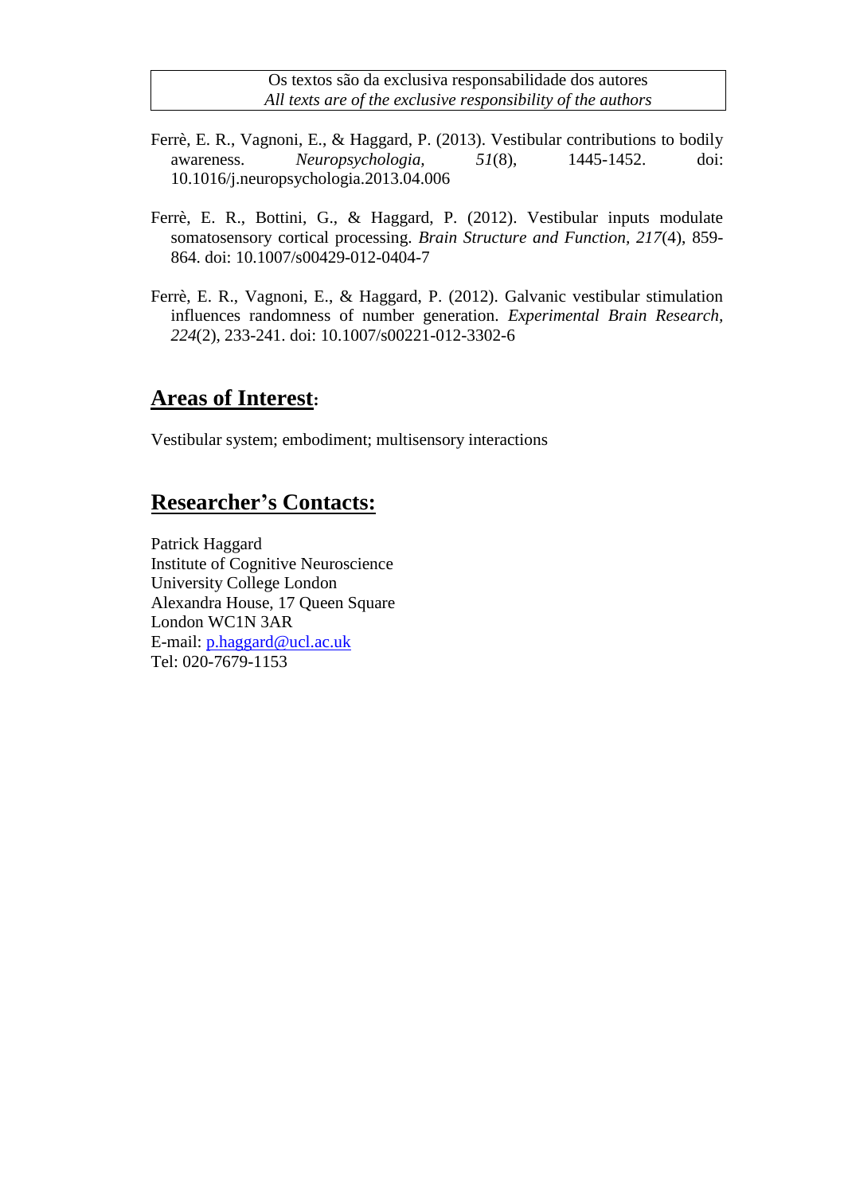Os textos são da exclusiva responsabilidade dos autores
*All texts are of the exclusive responsibility of the authors*

Ferrè, E. R., Vagnoni, E., & Haggard, P. (2013). Vestibular contributions to bodily awareness. *Neuropsychologia, 51*(8), 1445-1452. doi: 10.1016/j.neuropsychologia.2013.04.006

Ferrè, E. R., Bottini, G., & Haggard, P. (2012). Vestibular inputs modulate somatosensory cortical processing. *Brain Structure and Function, 217*(4), 859-864. doi: 10.1007/s00429-012-0404-7

Ferrè, E. R., Vagnoni, E., & Haggard, P. (2012). Galvanic vestibular stimulation influences randomness of number generation. *Experimental Brain Research, 224*(2), 233-241. doi: 10.1007/s00221-012-3302-6

## Areas of Interest:

Vestibular system; embodiment; multisensory interactions

## Researcher's Contacts:

Patrick Haggard
Institute of Cognitive Neuroscience
University College London
Alexandra House, 17 Queen Square
London WC1N 3AR
E-mail: p.haggard@ucl.ac.uk
Tel: 020-7679-1153